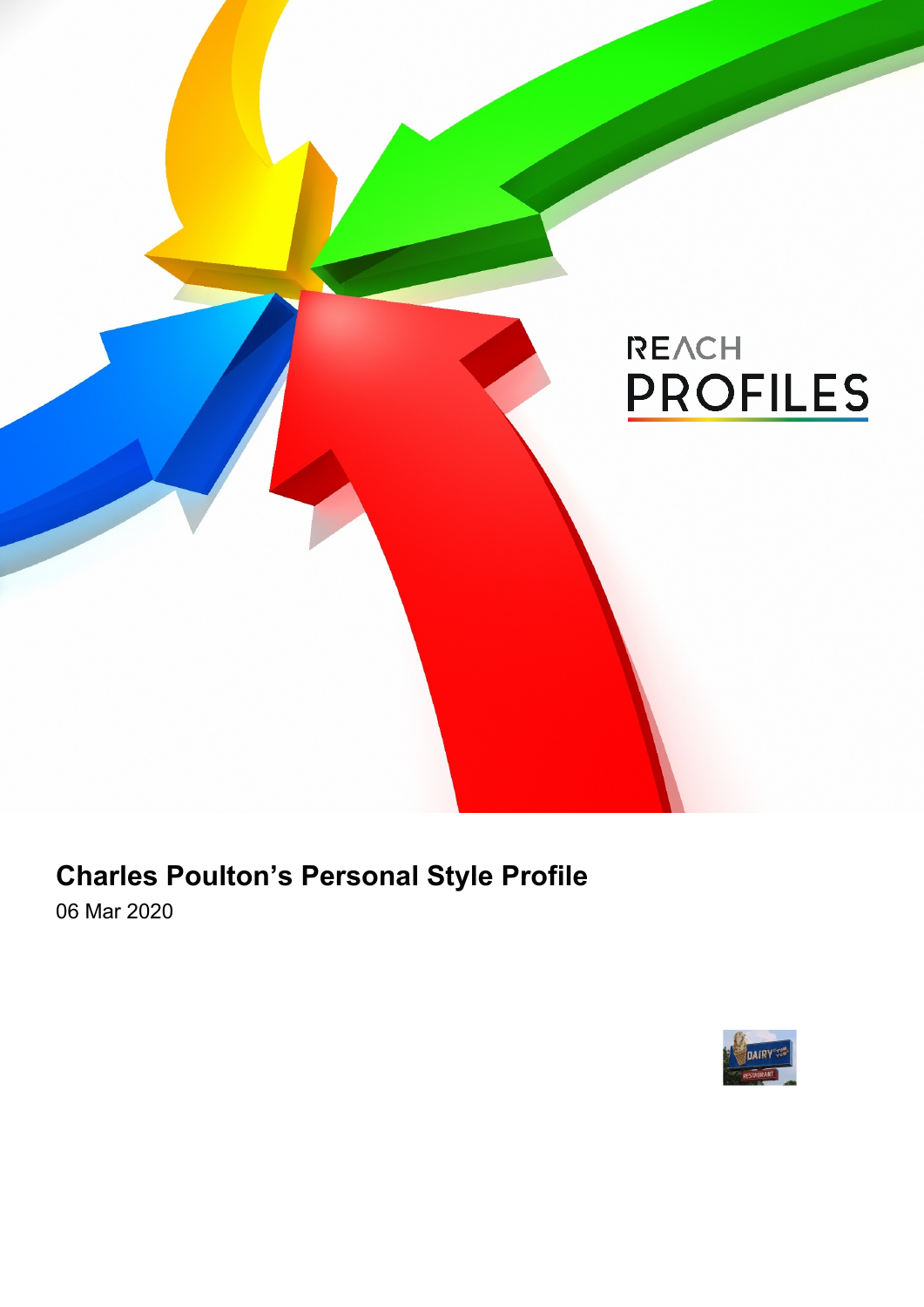REACH PROFILES

# Charles Poulton's Personal Style Profile

06 Mar 2020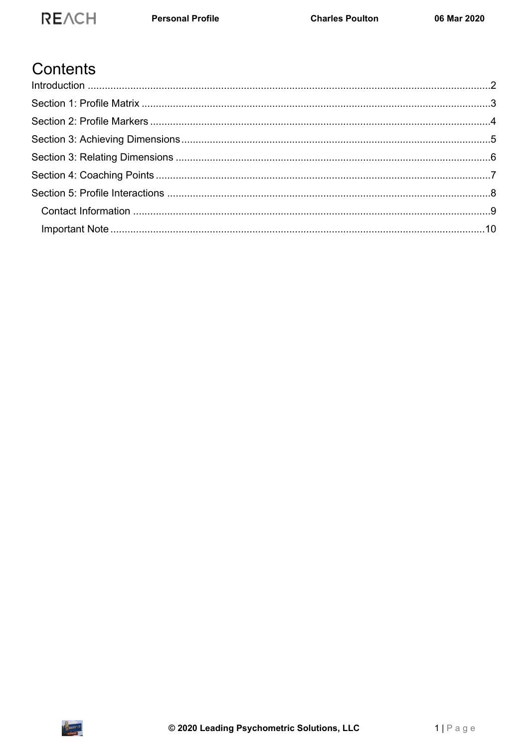# Contents

Introduction ....................................................................................................................................2
Section 1: Profile Matrix ..................................................................................................................3
Section 2: Profile Markers ...............................................................................................................4
Section 3: Achieving Dimensions ....................................................................................................5
Section 3: Relating Dimensions ......................................................................................................6
Section 4: Coaching Points .............................................................................................................7
Section 5: Profile Interactions .........................................................................................................8
   Contact Information ....................................................................................................................9
   Important Note ..........................................................................................................................10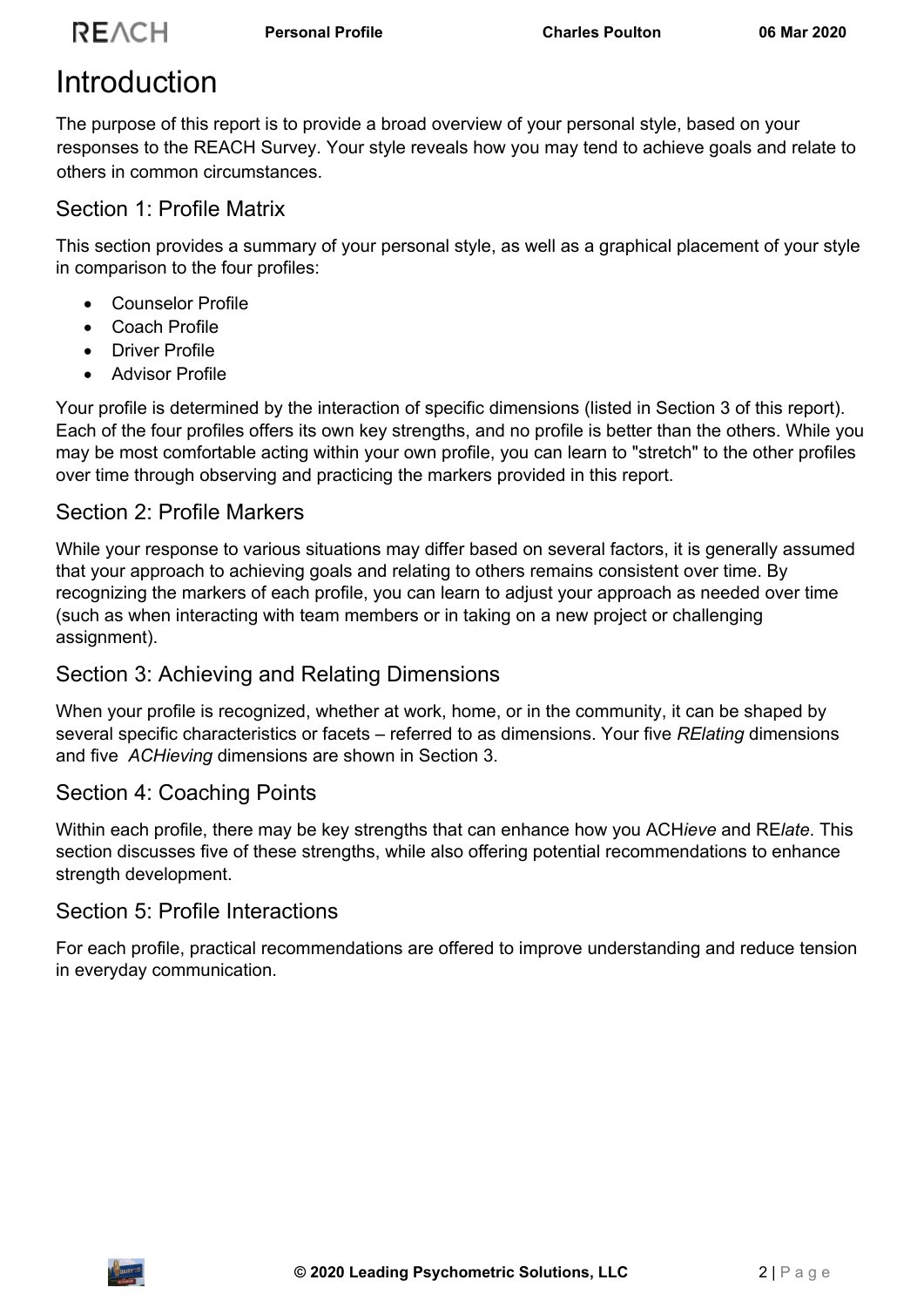# Introduction

The purpose of this report is to provide a broad overview of your personal style, based on your responses to the REACH Survey. Your style reveals how you may tend to achieve goals and relate to others in common circumstances.

## Section 1: Profile Matrix

This section provides a summary of your personal style, as well as a graphical placement of your style in comparison to the four profiles:

- Counselor Profile
- Coach Profile
- Driver Profile
- Advisor Profile

Your profile is determined by the interaction of specific dimensions (listed in Section 3 of this report). Each of the four profiles offers its own key strengths, and no profile is better than the others. While you may be most comfortable acting within your own profile, you can learn to "stretch" to the other profiles over time through observing and practicing the markers provided in this report.

## Section 2: Profile Markers

While your response to various situations may differ based on several factors, it is generally assumed that your approach to achieving goals and relating to others remains consistent over time. By recognizing the markers of each profile, you can learn to adjust your approach as needed over time (such as when interacting with team members or in taking on a new project or challenging assignment).

## Section 3: Achieving and Relating Dimensions

When your profile is recognized, whether at work, home, or in the community, it can be shaped by several specific characteristics or facets – referred to as dimensions. Your five *RElating* dimensions and five *ACHieving* dimensions are shown in Section 3.

## Section 4: Coaching Points

Within each profile, there may be key strengths that can enhance how you ACH*ieve* and RE*late*. This section discusses five of these strengths, while also offering potential recommendations to enhance strength development.

## Section 5: Profile Interactions

For each profile, practical recommendations are offered to improve understanding and reduce tension in everyday communication.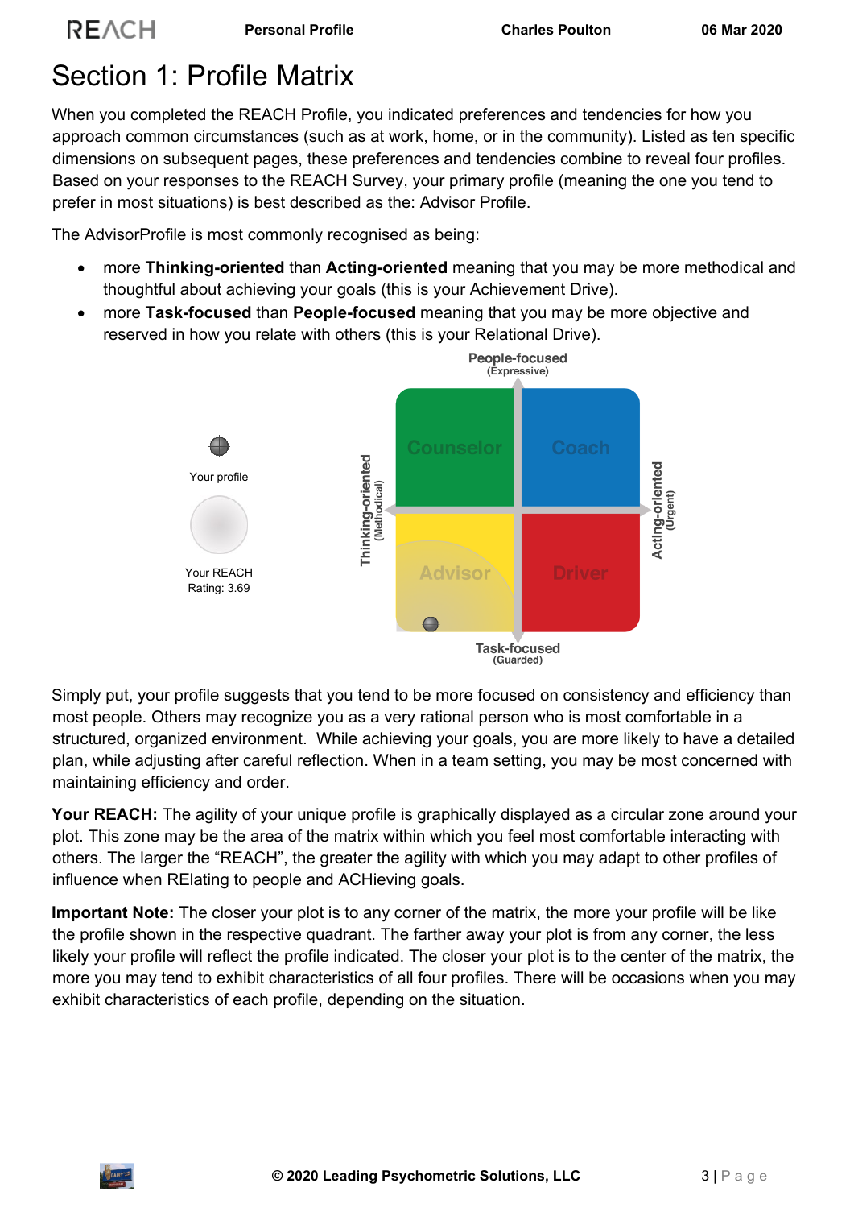# Section 1: Profile Matrix

When you completed the REACH Profile, you indicated preferences and tendencies for how you approach common circumstances (such as at work, home, or in the community). Listed as ten specific dimensions on subsequent pages, these preferences and tendencies combine to reveal four profiles. Based on your responses to the REACH Survey, your primary profile (meaning the one you tend to prefer in most situations) is best described as the: Advisor Profile.

The AdvisorProfile is most commonly recognised as being:

- more **Thinking-oriented** than **Acting-oriented** meaning that you may be more methodical and thoughtful about achieving your goals (this is your Achievement Drive).
- more **Task-focused** than **People-focused** meaning that you may be more objective and reserved in how you relate with others (this is your Relational Drive).

Your profile

Your REACH Rating: 3.69

People-focused (Expressive)

Counselor | Coach

Thinking-oriented (Methodical) | Acting-oriented (Urgent)

Advisor | Driver

Task-focused (Guarded)

Simply put, your profile suggests that you tend to be more focused on consistency and efficiency than most people. Others may recognize you as a very rational person who is most comfortable in a structured, organized environment. While achieving your goals, you are more likely to have a detailed plan, while adjusting after careful reflection. When in a team setting, you may be most concerned with maintaining efficiency and order.

**Your REACH:** The agility of your unique profile is graphically displayed as a circular zone around your plot. This zone may be the area of the matrix within which you feel most comfortable interacting with others. The larger the "REACH", the greater the agility with which you may adapt to other profiles of influence when RElating to people and ACHieving goals.

**Important Note:** The closer your plot is to any corner of the matrix, the more your profile will be like the profile shown in the respective quadrant. The farther away your plot is from any corner, the less likely your profile will reflect the profile indicated. The closer your plot is to the center of the matrix, the more you may tend to exhibit characteristics of all four profiles. There will be occasions when you may exhibit characteristics of each profile, depending on the situation.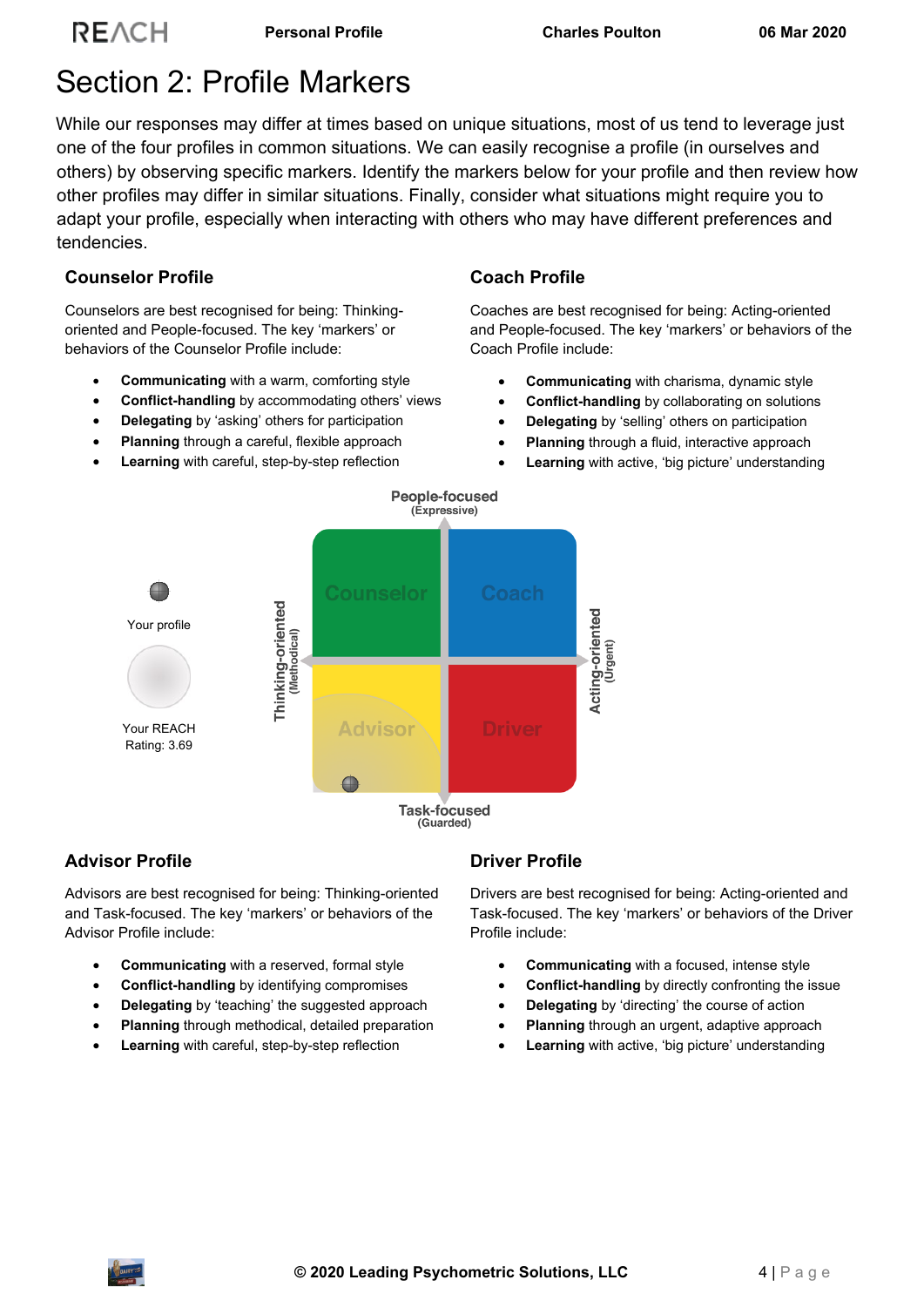# Section 2: Profile Markers

While our responses may differ at times based on unique situations, most of us tend to leverage just one of the four profiles in common situations. We can easily recognise a profile (in ourselves and others) by observing specific markers. Identify the markers below for your profile and then review how other profiles may differ in similar situations. Finally, consider what situations might require you to adapt your profile, especially when interacting with others who may have different preferences and tendencies.

### Counselor Profile

Counselors are best recognised for being: Thinking-oriented and People-focused. The key 'markers' or behaviors of the Counselor Profile include:

- **Communicating** with a warm, comforting style
- **Conflict-handling** by accommodating others' views
- **Delegating** by 'asking' others for participation
- **Planning** through a careful, flexible approach
- **Learning** with careful, step-by-step reflection

### Coach Profile

Coaches are best recognised for being: Acting-oriented and People-focused. The key 'markers' or behaviors of the Coach Profile include:

- **Communicating** with charisma, dynamic style
- **Conflict-handling** by collaborating on solutions
- **Delegating** by 'selling' others on participation
- **Planning** through a fluid, interactive approach
- **Learning** with active, 'big picture' understanding

People-focused (Expressive)

Thinking-oriented (Methodical)

Acting-oriented (Urgent)

Task-focused (Guarded)

Counselor | Coach | Advisor | Driver

Your profile

Your REACH Rating: 3.69

### Advisor Profile

Advisors are best recognised for being: Thinking-oriented and Task-focused. The key 'markers' or behaviors of the Advisor Profile include:

- **Communicating** with a reserved, formal style
- **Conflict-handling** by identifying compromises
- **Delegating** by 'teaching' the suggested approach
- **Planning** through methodical, detailed preparation
- **Learning** with careful, step-by-step reflection

### Driver Profile

Drivers are best recognised for being: Acting-oriented and Task-focused. The key 'markers' or behaviors of the Driver Profile include:

- **Communicating** with a focused, intense style
- **Conflict-handling** by directly confronting the issue
- **Delegating** by 'directing' the course of action
- **Planning** through an urgent, adaptive approach
- **Learning** with active, 'big picture' understanding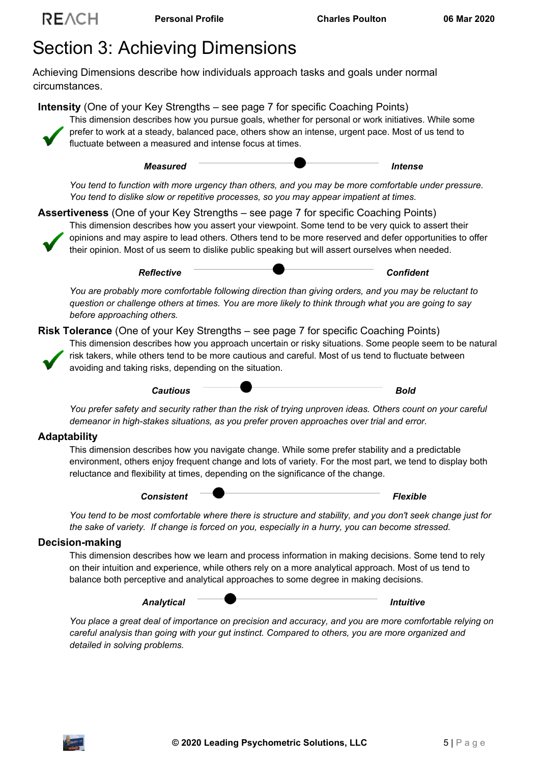# Section 3: Achieving Dimensions

Achieving Dimensions describe how individuals approach tasks and goals under normal circumstances.

**Intensity** (One of your Key Strengths – see page 7 for specific Coaching Points)

This dimension describes how you pursue goals, whether for personal or work initiatives. While some prefer to work at a steady, balanced pace, others show an intense, urgent pace. Most of us tend to fluctuate between a measured and intense focus at times.

***Measured*** — ***Intense***

*You tend to function with more urgency than others, and you may be more comfortable under pressure. You tend to dislike slow or repetitive processes, so you may appear impatient at times.*

**Assertiveness** (One of your Key Strengths – see page 7 for specific Coaching Points)

This dimension describes how you assert your viewpoint. Some tend to be very quick to assert their opinions and may aspire to lead others. Others tend to be more reserved and defer opportunities to offer their opinion. Most of us seem to dislike public speaking but will assert ourselves when needed.

***Reflective*** — ***Confident***

*You are probably more comfortable following direction than giving orders, and you may be reluctant to question or challenge others at times. You are more likely to think through what you are going to say before approaching others.*

**Risk Tolerance** (One of your Key Strengths – see page 7 for specific Coaching Points)

This dimension describes how you approach uncertain or risky situations. Some people seem to be natural risk takers, while others tend to be more cautious and careful. Most of us tend to fluctuate between avoiding and taking risks, depending on the situation.

***Cautious*** — ***Bold***

*You prefer safety and security rather than the risk of trying unproven ideas. Others count on your careful demeanor in high-stakes situations, as you prefer proven approaches over trial and error.*

**Adaptability**

This dimension describes how you navigate change. While some prefer stability and a predictable environment, others enjoy frequent change and lots of variety. For the most part, we tend to display both reluctance and flexibility at times, depending on the significance of the change.

***Consistent*** — ***Flexible***

*You tend to be most comfortable where there is structure and stability, and you don't seek change just for the sake of variety. If change is forced on you, especially in a hurry, you can become stressed.*

**Decision-making**

This dimension describes how we learn and process information in making decisions. Some tend to rely on their intuition and experience, while others rely on a more analytical approach. Most of us tend to balance both perceptive and analytical approaches to some degree in making decisions.

***Analytical*** — ***Intuitive***

*You place a great deal of importance on precision and accuracy, and you are more comfortable relying on careful analysis than going with your gut instinct. Compared to others, you are more organized and detailed in solving problems.*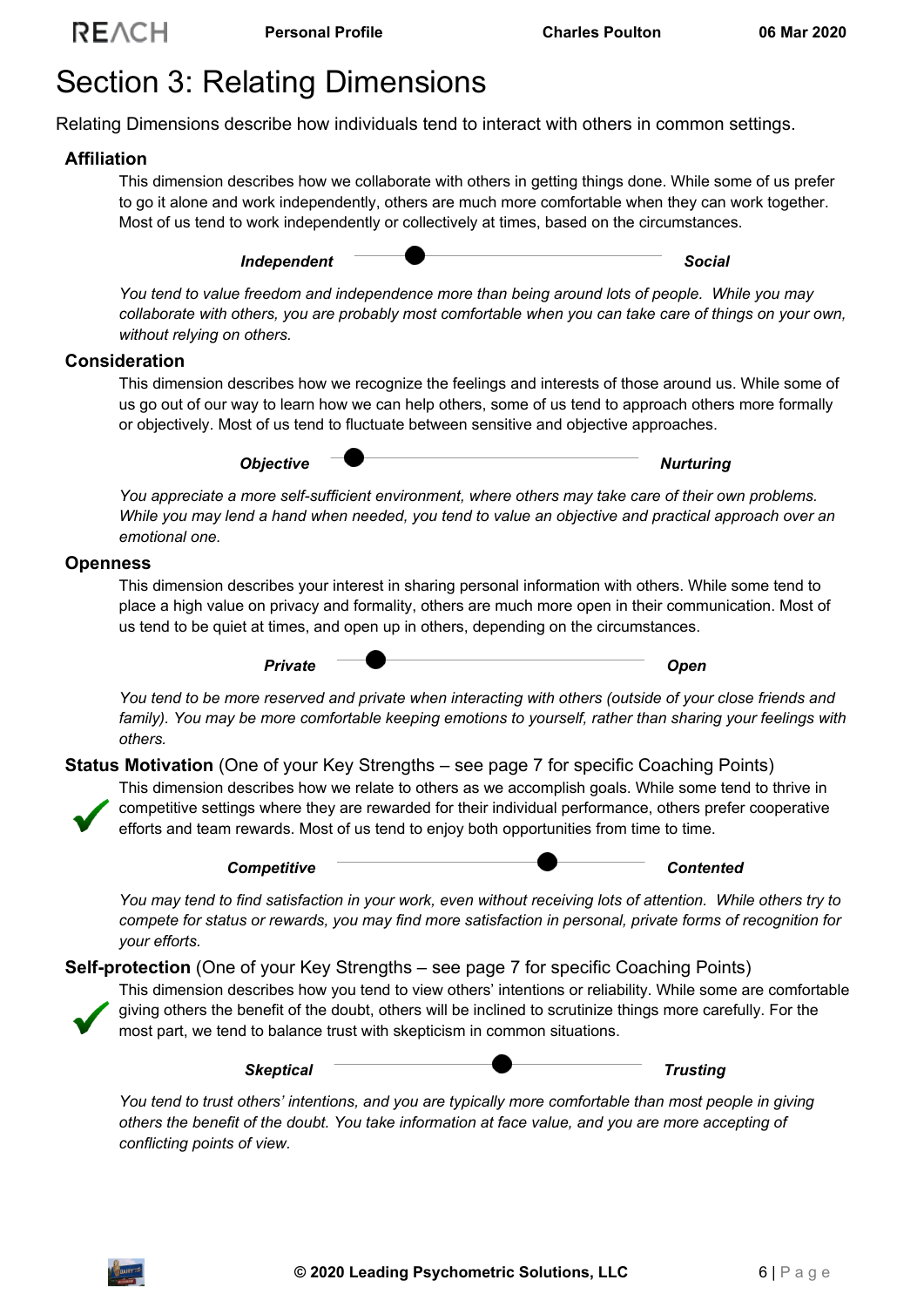# Section 3: Relating Dimensions

Relating Dimensions describe how individuals tend to interact with others in common settings.

## Affiliation

This dimension describes how we collaborate with others in getting things done. While some of us prefer to go it alone and work independently, others are much more comfortable when they can work together. Most of us tend to work independently or collectively at times, based on the circumstances.

***Independent*** ——●———————————————— ***Social***

*You tend to value freedom and independence more than being around lots of people. While you may collaborate with others, you are probably most comfortable when you can take care of things on your own, without relying on others.*

## Consideration

This dimension describes how we recognize the feelings and interests of those around us. While some of us go out of our way to learn how we can help others, some of us tend to approach others more formally or objectively. Most of us tend to fluctuate between sensitive and objective approaches.

***Objective*** —●————————————————— ***Nurturing***

*You appreciate a more self-sufficient environment, where others may take care of their own problems. While you may lend a hand when needed, you tend to value an objective and practical approach over an emotional one.*

## Openness

This dimension describes your interest in sharing personal information with others. While some tend to place a high value on privacy and formality, others are much more open in their communication. Most of us tend to be quiet at times, and open up in others, depending on the circumstances.

***Private*** ——●———————————————— ***Open***

*You tend to be more reserved and private when interacting with others (outside of your close friends and family). You may be more comfortable keeping emotions to yourself, rather than sharing your feelings with others.*

## Status Motivation (One of your Key Strengths – see page 7 for specific Coaching Points)

✔ This dimension describes how we relate to others as we accomplish goals. While some tend to thrive in competitive settings where they are rewarded for their individual performance, others prefer cooperative efforts and team rewards. Most of us tend to enjoy both opportunities from time to time.

***Competitive*** ————————————●————— ***Contented***

*You may tend to find satisfaction in your work, even without receiving lots of attention. While others try to compete for status or rewards, you may find more satisfaction in personal, private forms of recognition for your efforts.*

## Self-protection (One of your Key Strengths – see page 7 for specific Coaching Points)

✔ This dimension describes how you tend to view others' intentions or reliability. While some are comfortable giving others the benefit of the doubt, others will be inclined to scrutinize things more carefully. For the most part, we tend to balance trust with skepticism in common situations.

***Skeptical*** —————————●————————— ***Trusting***

*You tend to trust others' intentions, and you are typically more comfortable than most people in giving others the benefit of the doubt. You take information at face value, and you are more accepting of conflicting points of view.*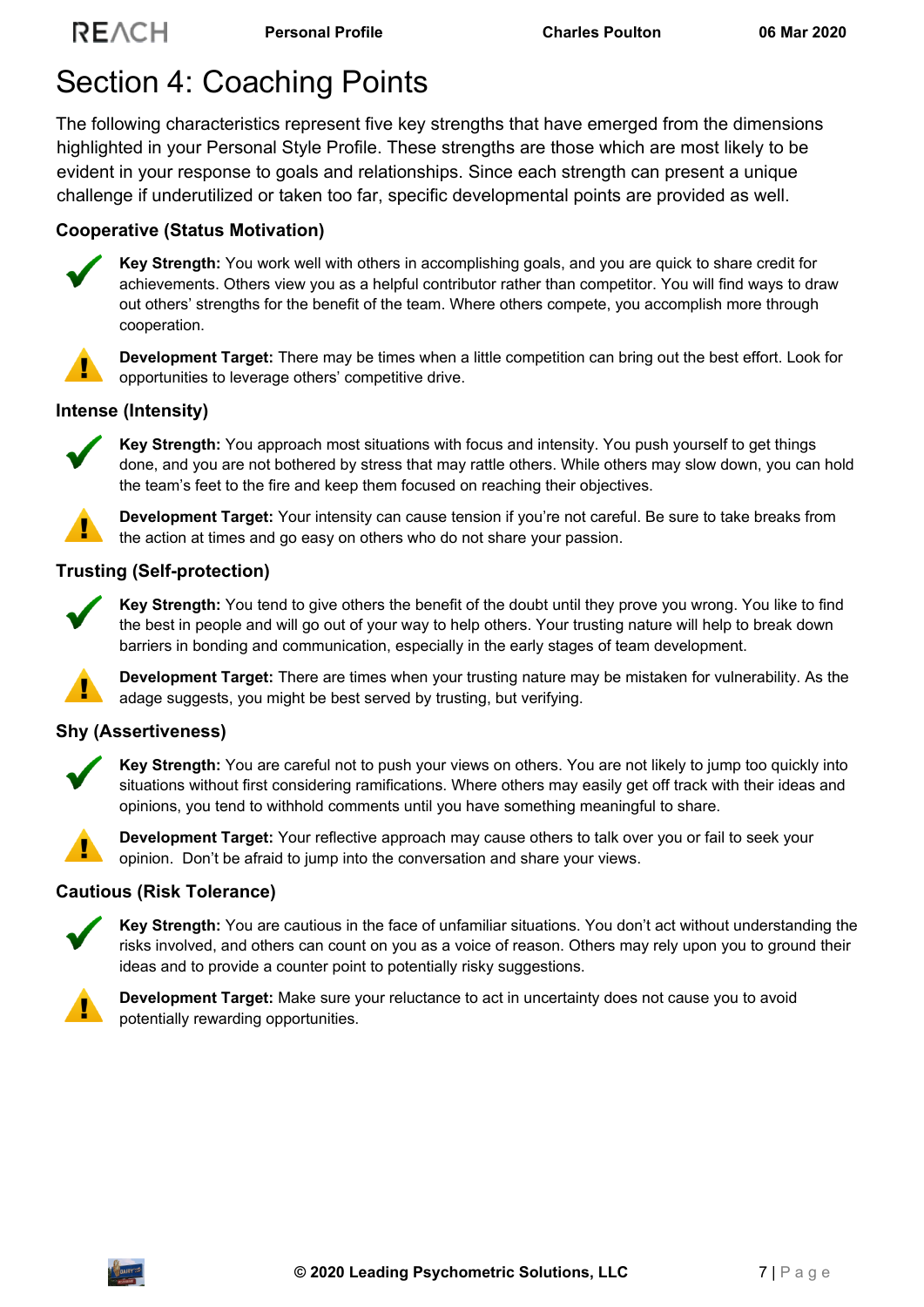# Section 4: Coaching Points

The following characteristics represent five key strengths that have emerged from the dimensions highlighted in your Personal Style Profile. These strengths are those which are most likely to be evident in your response to goals and relationships. Since each strength can present a unique challenge if underutilized or taken too far, specific developmental points are provided as well.

### Cooperative (Status Motivation)

**Key Strength:** You work well with others in accomplishing goals, and you are quick to share credit for achievements. Others view you as a helpful contributor rather than competitor. You will find ways to draw out others' strengths for the benefit of the team. Where others compete, you accomplish more through cooperation.

**Development Target:** There may be times when a little competition can bring out the best effort. Look for opportunities to leverage others' competitive drive.

### Intense (Intensity)

**Key Strength:** You approach most situations with focus and intensity. You push yourself to get things done, and you are not bothered by stress that may rattle others. While others may slow down, you can hold the team's feet to the fire and keep them focused on reaching their objectives.

**Development Target:** Your intensity can cause tension if you're not careful. Be sure to take breaks from the action at times and go easy on others who do not share your passion.

### Trusting (Self-protection)

**Key Strength:** You tend to give others the benefit of the doubt until they prove you wrong. You like to find the best in people and will go out of your way to help others. Your trusting nature will help to break down barriers in bonding and communication, especially in the early stages of team development.

**Development Target:** There are times when your trusting nature may be mistaken for vulnerability. As the adage suggests, you might be best served by trusting, but verifying.

### Shy (Assertiveness)

**Key Strength:** You are careful not to push your views on others. You are not likely to jump too quickly into situations without first considering ramifications. Where others may easily get off track with their ideas and opinions, you tend to withhold comments until you have something meaningful to share.

**Development Target:** Your reflective approach may cause others to talk over you or fail to seek your opinion. Don't be afraid to jump into the conversation and share your views.

### Cautious (Risk Tolerance)

**Key Strength:** You are cautious in the face of unfamiliar situations. You don't act without understanding the risks involved, and others can count on you as a voice of reason. Others may rely upon you to ground their ideas and to provide a counter point to potentially risky suggestions.

**Development Target:** Make sure your reluctance to act in uncertainty does not cause you to avoid potentially rewarding opportunities.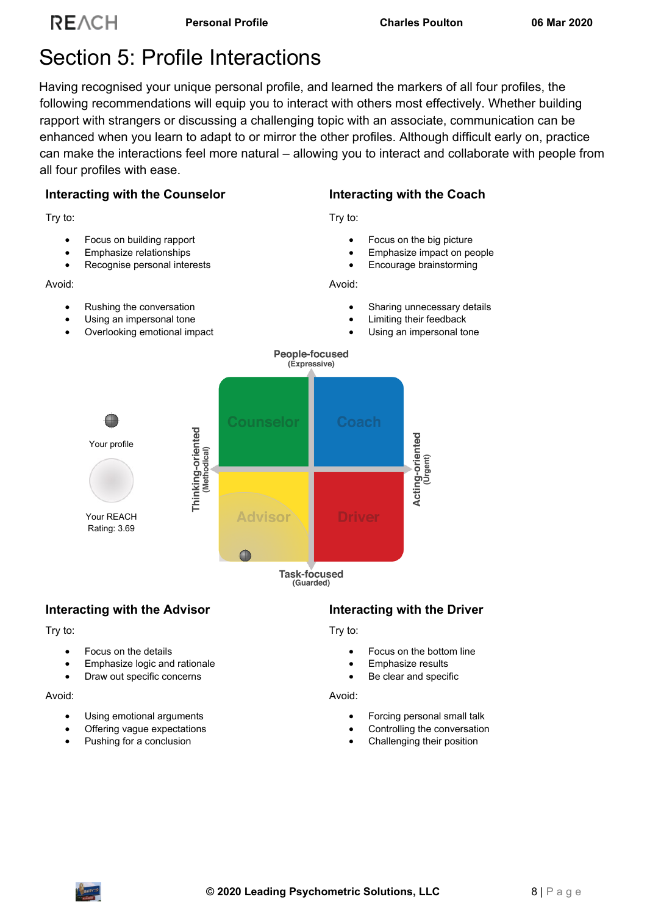# Section 5: Profile Interactions

Having recognised your unique personal profile, and learned the markers of all four profiles, the following recommendations will equip you to interact with others most effectively. Whether building rapport with strangers or discussing a challenging topic with an associate, communication can be enhanced when you learn to adapt to or mirror the other profiles. Although difficult early on, practice can make the interactions feel more natural – allowing you to interact and collaborate with people from all four profiles with ease.

### Interacting with the Counselor

Try to:

- Focus on building rapport
- Emphasize relationships
- Recognise personal interests

Avoid:

- Rushing the conversation
- Using an impersonal tone
- Overlooking emotional impact

### Interacting with the Coach

Try to:

- Focus on the big picture
- Emphasize impact on people
- Encourage brainstorming

Avoid:

- Sharing unnecessary details
- Limiting their feedback
- Using an impersonal tone

People-focused (Expressive)

Thinking-oriented (Methodical)

Acting-oriented (Urgent)

Task-focused (Guarded)

Counselor | Coach | Advisor | Driver

Your profile

Your REACH Rating: 3.69

### Interacting with the Advisor

Try to:

- Focus on the details
- Emphasize logic and rationale
- Draw out specific concerns

Avoid:

- Using emotional arguments
- Offering vague expectations
- Pushing for a conclusion

### Interacting with the Driver

Try to:

- Focus on the bottom line
- Emphasize results
- Be clear and specific

Avoid:

- Forcing personal small talk
- Controlling the conversation
- Challenging their position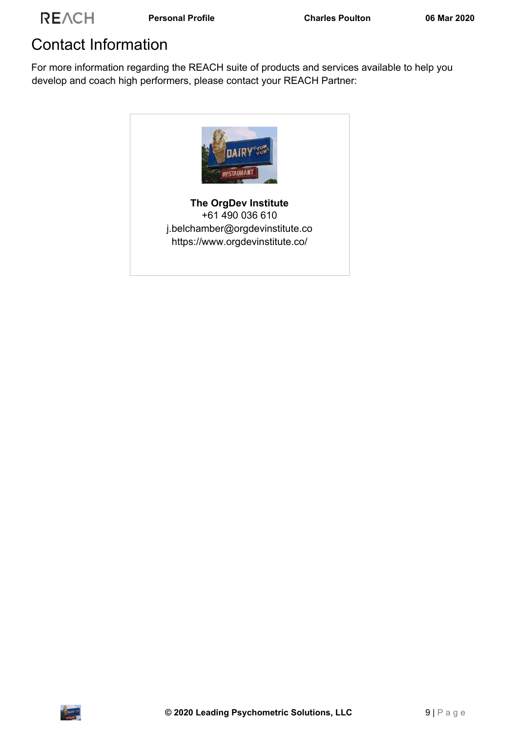# Contact Information

For more information regarding the REACH suite of products and services available to help you develop and coach high performers, please contact your REACH Partner:

**The OrgDev Institute**
+61 490 036 610
j.belchamber@orgdevinstitute.co
https://www.orgdevinstitute.co/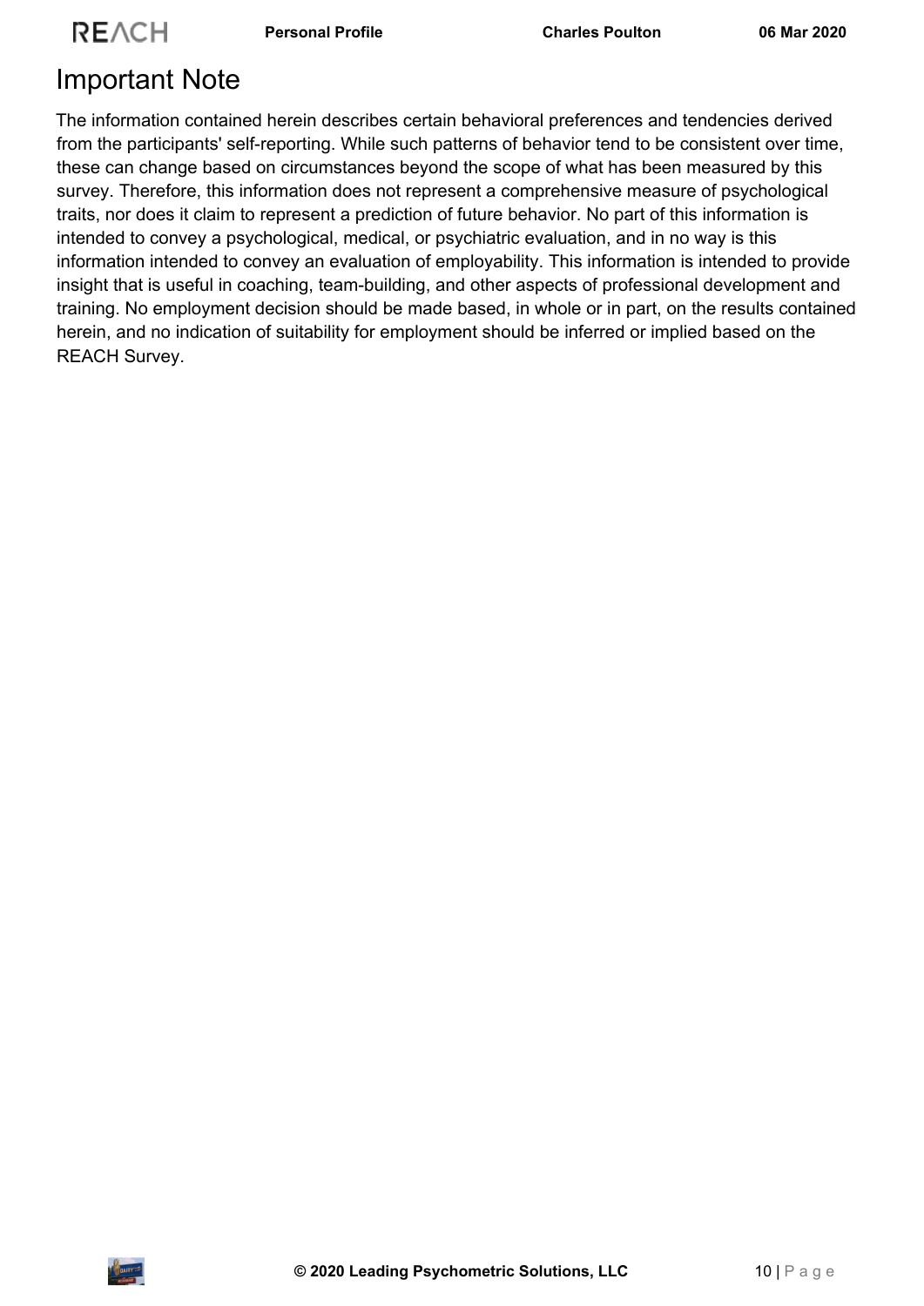# Important Note

The information contained herein describes certain behavioral preferences and tendencies derived from the participants' self-reporting. While such patterns of behavior tend to be consistent over time, these can change based on circumstances beyond the scope of what has been measured by this survey. Therefore, this information does not represent a comprehensive measure of psychological traits, nor does it claim to represent a prediction of future behavior. No part of this information is intended to convey a psychological, medical, or psychiatric evaluation, and in no way is this information intended to convey an evaluation of employability. This information is intended to provide insight that is useful in coaching, team-building, and other aspects of professional development and training. No employment decision should be made based, in whole or in part, on the results contained herein, and no indication of suitability for employment should be inferred or implied based on the REACH Survey.